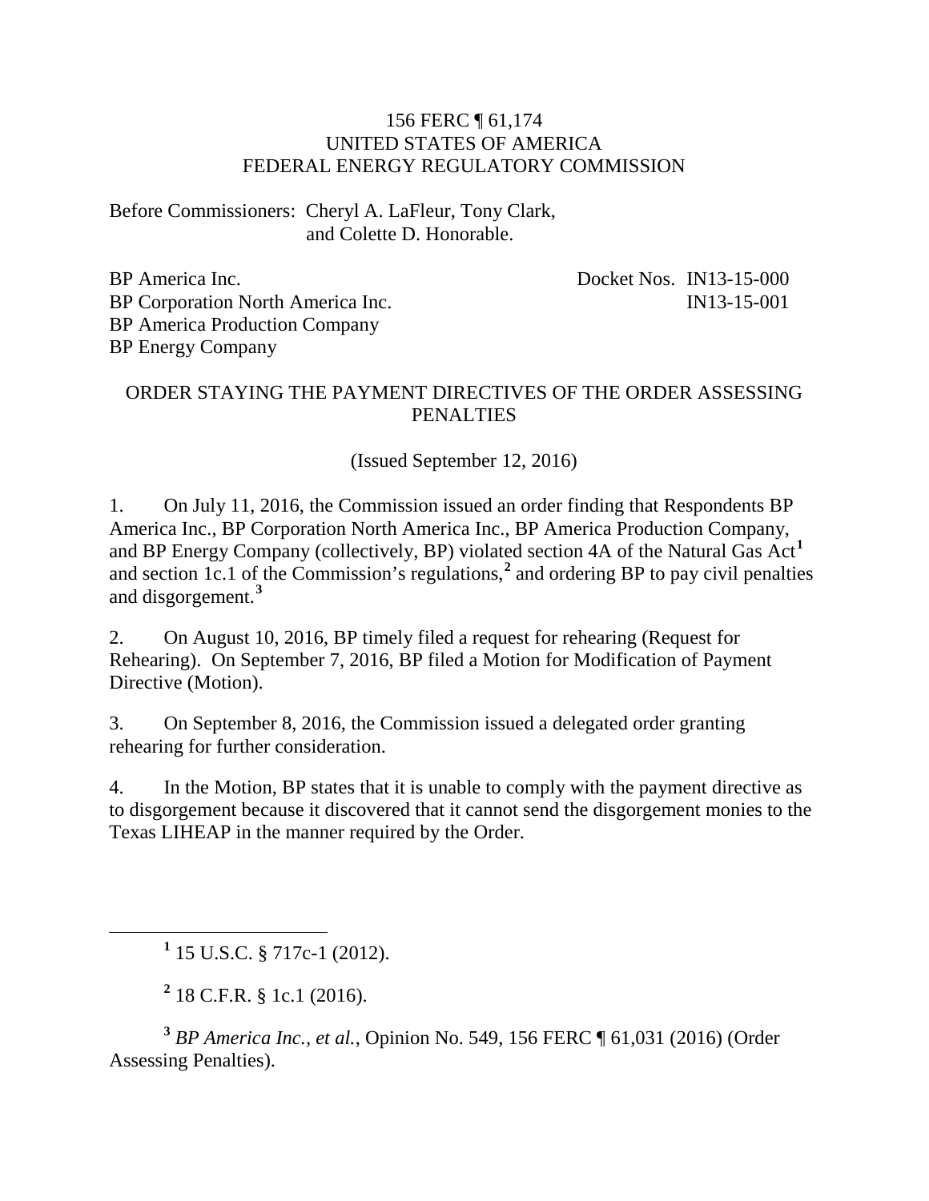156 FERC ¶ 61,174
UNITED STATES OF AMERICA
FEDERAL ENERGY REGULATORY COMMISSION

Before Commissioners: Cheryl A. LaFleur, Tony Clark,
and Colette D. Honorable.

BP America Inc. Docket Nos. IN13-15-000
BP Corporation North America Inc. IN13-15-001
BP America Production Company
BP Energy Company

ORDER STAYING THE PAYMENT DIRECTIVES OF THE ORDER ASSESSING PENALTIES

(Issued September 12, 2016)

1. On July 11, 2016, the Commission issued an order finding that Respondents BP America Inc., BP Corporation North America Inc., BP America Production Company, and BP Energy Company (collectively, BP) violated section 4A of the Natural Gas Act[1] and section 1c.1 of the Commission's regulations,[2] and ordering BP to pay civil penalties and disgorgement.[3]

2. On August 10, 2016, BP timely filed a request for rehearing (Request for Rehearing). On September 7, 2016, BP filed a Motion for Modification of Payment Directive (Motion).

3. On September 8, 2016, the Commission issued a delegated order granting rehearing for further consideration.

4. In the Motion, BP states that it is unable to comply with the payment directive as to disgorgement because it discovered that it cannot send the disgorgement monies to the Texas LIHEAP in the manner required by the Order.

---

[1] 15 U.S.C. § 717c-1 (2012).

[2] 18 C.F.R. § 1c.1 (2016).

[3] *BP America Inc., et al.*, Opinion No. 549, 156 FERC ¶ 61,031 (2016) (Order Assessing Penalties).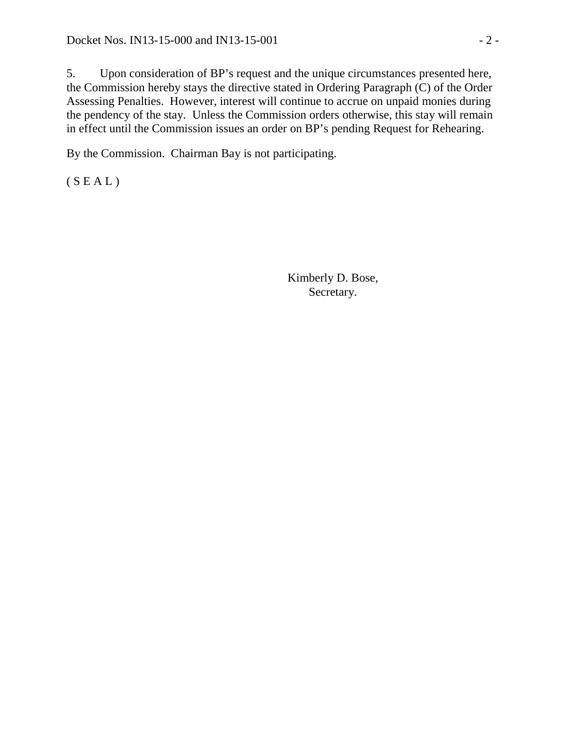5. Upon consideration of BP's request and the unique circumstances presented here, the Commission hereby stays the directive stated in Ordering Paragraph (C) of the Order Assessing Penalties. However, interest will continue to accrue on unpaid monies during the pendency of the stay. Unless the Commission orders otherwise, this stay will remain in effect until the Commission issues an order on BP's pending Request for Rehearing.

By the Commission. Chairman Bay is not participating.

( S E A L )

Kimberly D. Bose,
Secretary.